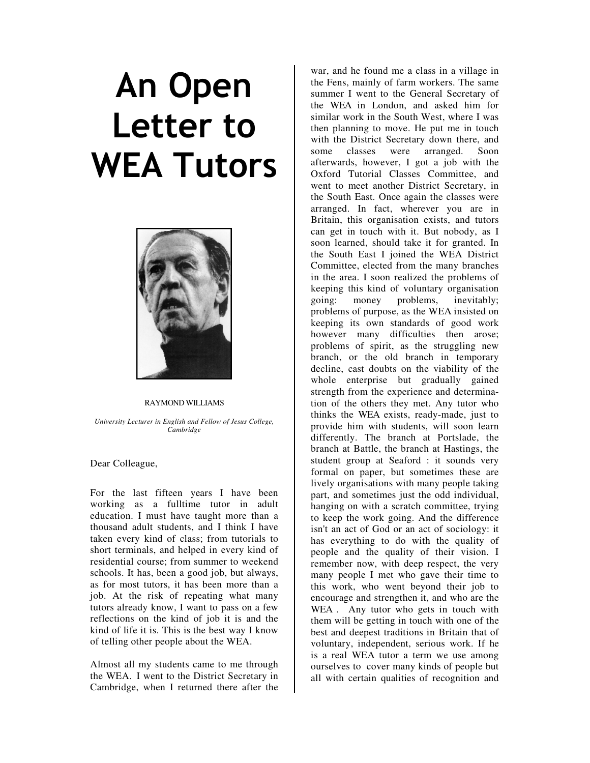# An Open Letter to WEA Tutors

RAYMOND WILLIAMS

*University Lecturer in English and Fellow of Jesus College, Cambridge*

Dear Colleague,

For the last fifteen years I have been working as a fulltime tutor in adult education. I must have taught more than a thousand adult students, and I think I have taken every kind of class; from tutorials to short terminals, and helped in every kind of residential course; from summer to weekend schools. It has, been a good job, but always, as for most tutors, it has been more than a job. At the risk of repeating what many tutors already know, I want to pass on a few reflections on the kind of job it is and the kind of life it is. This is the best way I know of telling other people about the WEA.

Almost all my students came to me through the WEA. I went to the District Secretary in Cambridge, when I returned there after the war, and he found me a class in a village in the Fens, mainly of farm workers. The same summer I went to the General Secretary of the WEA in London, and asked him for similar work in the South West, where I was then planning to move. He put me in touch with the District Secretary down there, and some classes were arranged. Soon afterwards, however, I got a job with the Oxford Tutorial Classes Committee, and went to meet another District Secretary, in the South East. Once again the classes were arranged. In fact, wherever you are in Britain, this organisation exists, and tutors can get in touch with it. But nobody, as I soon learned, should take it for granted. In the South East I joined the WEA District Committee, elected from the many branches in the area. I soon realized the problems of keeping this kind of voluntary organisation going: money problems, inevitably; problems of purpose, as the WEA insisted on keeping its own standards of good work however many difficulties then arose; problems of spirit, as the struggling new branch, or the old branch in temporary decline, cast doubts on the viability of the whole enterprise but gradually gained strength from the experience and determination of the others they met. Any tutor who thinks the WEA exists, ready-made, just to provide him with students, will soon learn differently. The branch at Portslade, the branch at Battle, the branch at Hastings, the student group at Seaford : it sounds very formal on paper, but sometimes these are lively organisations with many people taking part, and sometimes just the odd individual, hanging on with a scratch committee, trying to keep the work going. And the difference isn't an act of God or an act of sociology: it has everything to do with the quality of people and the quality of their vision. I remember now, with deep respect, the very many people I met who gave their time to this work, who went beyond their job to encourage and strengthen it, and who are the WEA . Any tutor who gets in touch with them will be getting in touch with one of the best and deepest traditions in Britain that of voluntary, independent, serious work. If he is a real WEA tutor a term we use among ourselves to cover many kinds of people but all with certain qualities of recognition and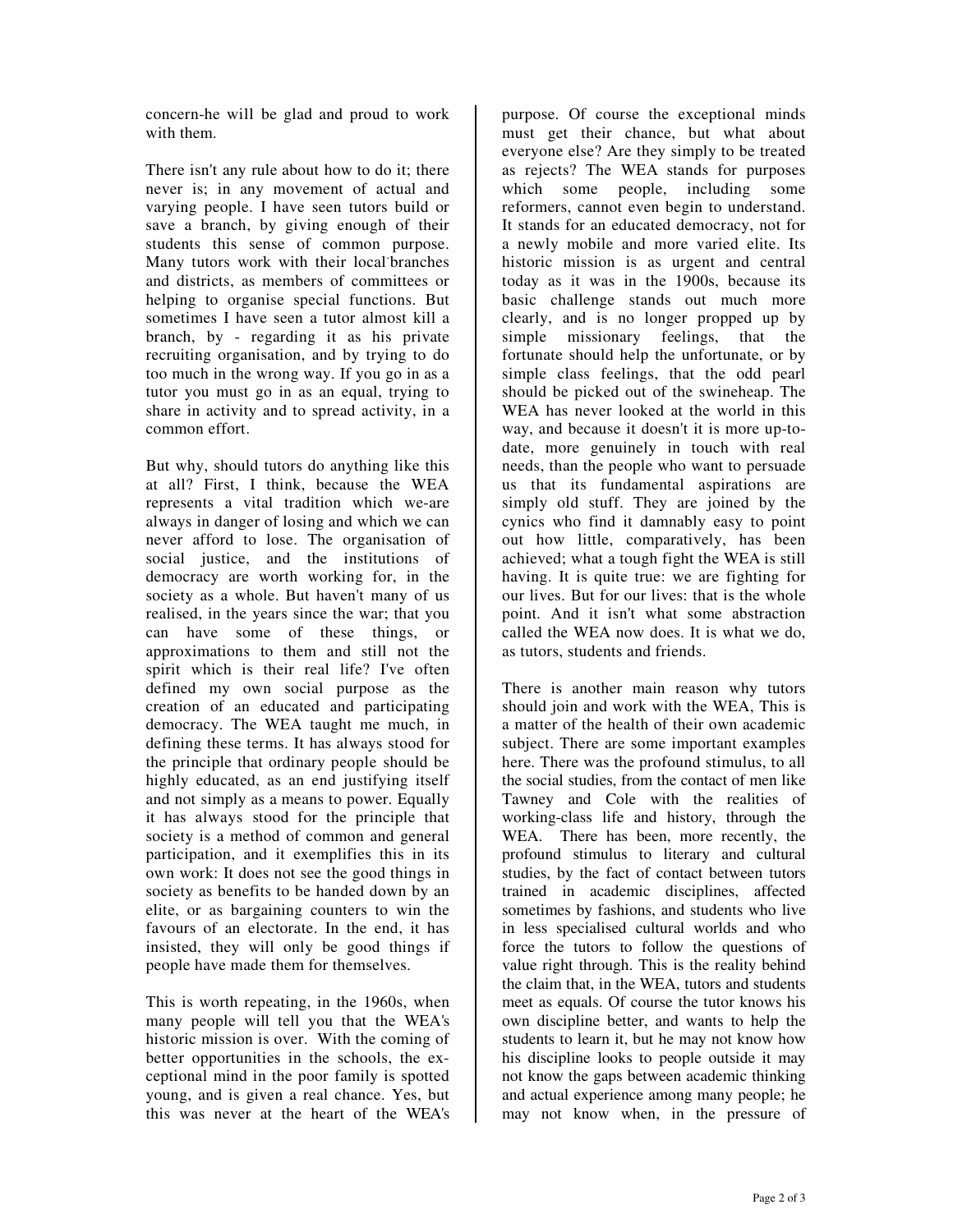concern-he will be glad and proud to work with them.

There isn't any rule about how to do it; there never is; in any movement of actual and varying people. I have seen tutors build or save a branch, by giving enough of their students this sense of common purpose. Many tutors work with their local branches and districts, as members of committees or helping to organise special functions. But sometimes I have seen a tutor almost kill a branch, by - regarding it as his private recruiting organisation, and by trying to do too much in the wrong way. If you go in as a tutor you must go in as an equal, trying to share in activity and to spread activity, in a common effort.

But why, should tutors do anything like this at all? First, I think, because the WEA represents a vital tradition which we-are always in danger of losing and which we can never afford to lose. The organisation of social justice, and the institutions of democracy are worth working for, in the society as a whole. But haven't many of us realised, in the years since the war; that you can have some of these things, or approximations to them and still not the spirit which is their real life? I've often defined my own social purpose as the creation of an educated and participating democracy. The WEA taught me much, in defining these terms. It has always stood for the principle that ordinary people should be highly educated, as an end justifying itself and not simply as a means to power. Equally it has always stood for the principle that society is a method of common and general participation, and it exemplifies this in its own work: It does not see the good things in society as benefits to be handed down by an elite, or as bargaining counters to win the favours of an electorate. In the end, it has insisted, they will only be good things if people have made them for themselves.

This is worth repeating, in the 1960s, when many people will tell you that the WEA's historic mission is over. With the coming of better opportunities in the schools, the exceptional mind in the poor family is spotted young, and is given a real chance. Yes, but this was never at the heart of the WEA's purpose. Of course the exceptional minds must get their chance, but what about everyone else? Are they simply to be treated as rejects? The WEA stands for purposes which some people, including some reformers, cannot even begin to understand. It stands for an educated democracy, not for a newly mobile and more varied elite. Its historic mission is as urgent and central today as it was in the 1900s, because its basic challenge stands out much more clearly, and is no longer propped up by simple missionary feelings, that the fortunate should help the unfortunate, or by simple class feelings, that the odd pearl should be picked out of the swineheap. The WEA has never looked at the world in this way, and because it doesn't it is more up-to-date, more genuinely in touch with real needs, than the people who want to persuade us that its fundamental aspirations are simply old stuff. They are joined by the cynics who find it damnably easy to point out how little, comparatively, has been achieved; what a tough fight the WEA is still having. It is quite true: we are fighting for our lives. But for our lives: that is the whole point. And it isn't what some abstraction called the WEA now does. It is what we do, as tutors, students and friends.

There is another main reason why tutors should join and work with the WEA, This is a matter of the health of their own academic subject. There are some important examples here. There was the profound stimulus, to all the social studies, from the contact of men like Tawney and Cole with the realities of working-class life and history, through the WEA. There has been, more recently, the profound stimulus to literary and cultural studies, by the fact of contact between tutors trained in academic disciplines, affected sometimes by fashions, and students who live in less specialised cultural worlds and who force the tutors to follow the questions of value right through. This is the reality behind the claim that, in the WEA, tutors and students meet as equals. Of course the tutor knows his own discipline better, and wants to help the students to learn it, but he may not know how his discipline looks to people outside it may not know the gaps between academic thinking and actual experience among many people; he may not know when, in the pressure of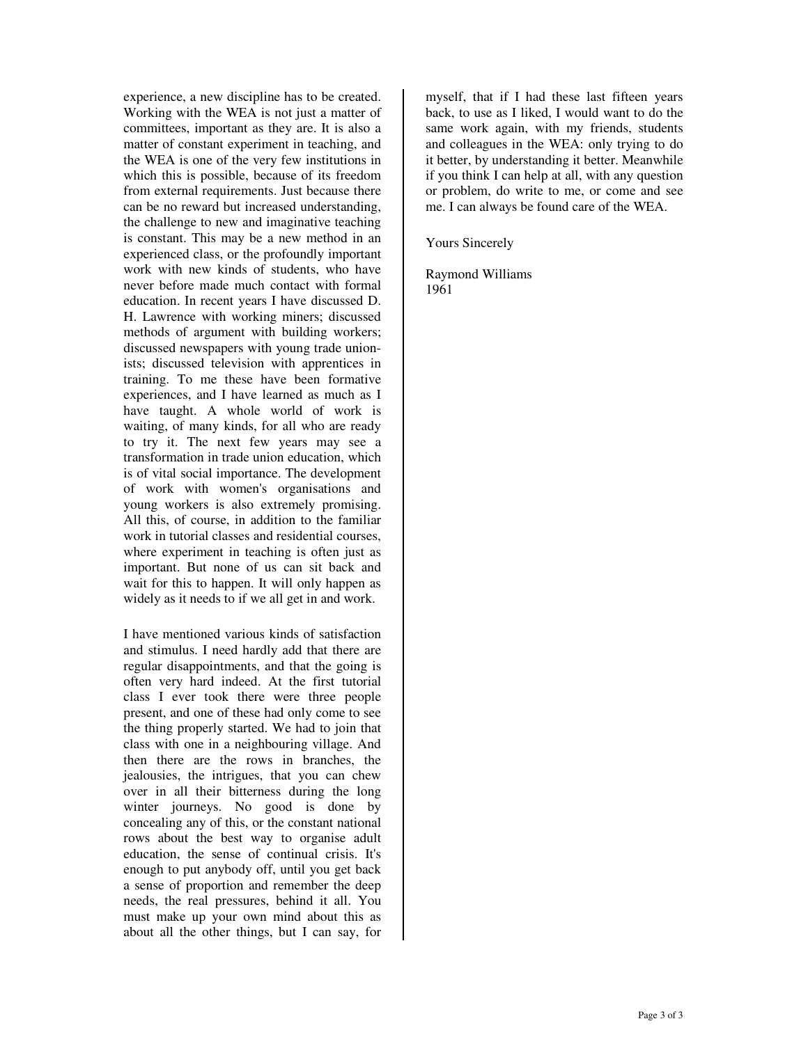experience, a new discipline has to be created. Working with the WEA is not just a matter of committees, important as they are. It is also a matter of constant experiment in teaching, and the WEA is one of the very few institutions in which this is possible, because of its freedom from external requirements. Just because there can be no reward but increased understanding, the challenge to new and imaginative teaching is constant. This may be a new method in an experienced class, or the profoundly important work with new kinds of students, who have never before made much contact with formal education. In recent years I have discussed D. H. Lawrence with working miners; discussed methods of argument with building workers; discussed newspapers with young trade unionists; discussed television with apprentices in training. To me these have been formative experiences, and I have learned as much as I have taught. A whole world of work is waiting, of many kinds, for all who are ready to try it. The next few years may see a transformation in trade union education, which is of vital social importance. The development of work with women's organisations and young workers is also extremely promising. All this, of course, in addition to the familiar work in tutorial classes and residential courses, where experiment in teaching is often just as important. But none of us can sit back and wait for this to happen. It will only happen as widely as it needs to if we all get in and work.

I have mentioned various kinds of satisfaction and stimulus. I need hardly add that there are regular disappointments, and that the going is often very hard indeed. At the first tutorial class I ever took there were three people present, and one of these had only come to see the thing properly started. We had to join that class with one in a neighbouring village. And then there are the rows in branches, the jealousies, the intrigues, that you can chew over in all their bitterness during the long winter journeys. No good is done by concealing any of this, or the constant national rows about the best way to organise adult education, the sense of continual crisis. It's enough to put anybody off, until you get back a sense of proportion and remember the deep needs, the real pressures, behind it all. You must make up your own mind about this as about all the other things, but I can say, for myself, that if I had these last fifteen years back, to use as I liked, I would want to do the same work again, with my friends, students and colleagues in the WEA: only trying to do it better, by understanding it better. Meanwhile if you think I can help at all, with any question or problem, do write to me, or come and see me. I can always be found care of the WEA.

Yours Sincerely

Raymond Williams
1961